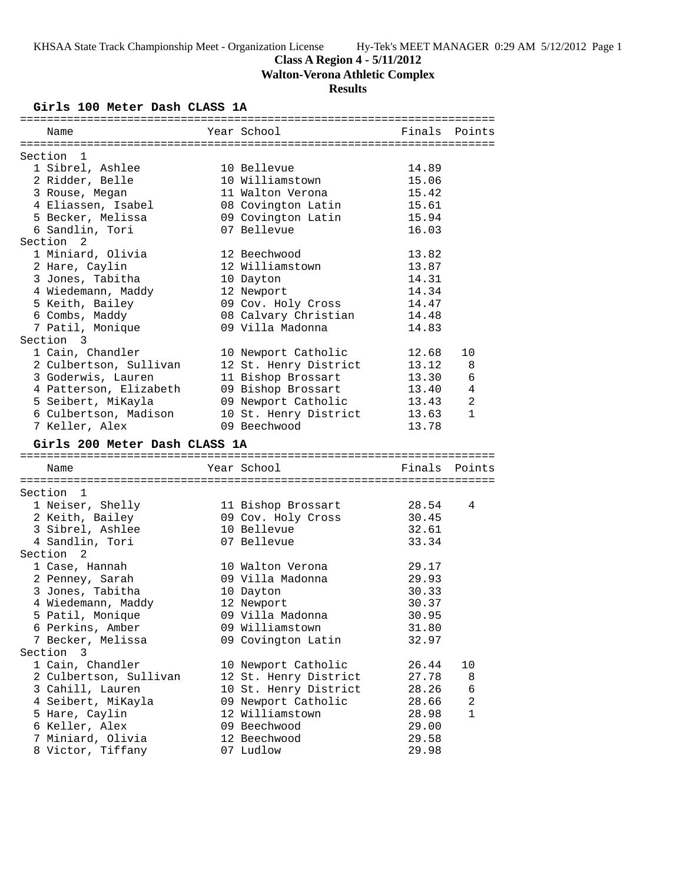**Class A Region 4 - 5/11/2012**

**Walton-Verona Athletic Complex**

**Results**

### Girls 100 Meter Dash CLASS 1A

| Name | Year | School | Finals | Points |
|---|---|---|---|---|
| **Section 1** | | | | |
| 1 Sibrel, Ashlee | 10 | Bellevue | 14.89 | |
| 2 Ridder, Belle | 10 | Williamstown | 15.06 | |
| 3 Rouse, Megan | 11 | Walton Verona | 15.42 | |
| 4 Eliassen, Isabel | 08 | Covington Latin | 15.61 | |
| 5 Becker, Melissa | 09 | Covington Latin | 15.94 | |
| 6 Sandlin, Tori | 07 | Bellevue | 16.03 | |
| **Section 2** | | | | |
| 1 Miniard, Olivia | 12 | Beechwood | 13.82 | |
| 2 Hare, Caylin | 12 | Williamstown | 13.87 | |
| 3 Jones, Tabitha | 10 | Dayton | 14.31 | |
| 4 Wiedemann, Maddy | 12 | Newport | 14.34 | |
| 5 Keith, Bailey | 09 | Cov. Holy Cross | 14.47 | |
| 6 Combs, Maddy | 08 | Calvary Christian | 14.48 | |
| 7 Patil, Monique | 09 | Villa Madonna | 14.83 | |
| **Section 3** | | | | |
| 1 Cain, Chandler | 10 | Newport Catholic | 12.68 | 10 |
| 2 Culbertson, Sullivan | 12 | St. Henry District | 13.12 | 8 |
| 3 Goderwis, Lauren | 11 | Bishop Brossart | 13.30 | 6 |
| 4 Patterson, Elizabeth | 09 | Bishop Brossart | 13.40 | 4 |
| 5 Seibert, MiKayla | 09 | Newport Catholic | 13.43 | 2 |
| 6 Culbertson, Madison | 10 | St. Henry District | 13.63 | 1 |
| 7 Keller, Alex | 09 | Beechwood | 13.78 | |

### Girls 200 Meter Dash CLASS 1A

| Name | Year | School | Finals | Points |
|---|---|---|---|---|
| **Section 1** | | | | |
| 1 Neiser, Shelly | 11 | Bishop Brossart | 28.54 | 4 |
| 2 Keith, Bailey | 09 | Cov. Holy Cross | 30.45 | |
| 3 Sibrel, Ashlee | 10 | Bellevue | 32.61 | |
| 4 Sandlin, Tori | 07 | Bellevue | 33.34 | |
| **Section 2** | | | | |
| 1 Case, Hannah | 10 | Walton Verona | 29.17 | |
| 2 Penney, Sarah | 09 | Villa Madonna | 29.93 | |
| 3 Jones, Tabitha | 10 | Dayton | 30.33 | |
| 4 Wiedemann, Maddy | 12 | Newport | 30.37 | |
| 5 Patil, Monique | 09 | Villa Madonna | 30.95 | |
| 6 Perkins, Amber | 09 | Williamstown | 31.80 | |
| 7 Becker, Melissa | 09 | Covington Latin | 32.97 | |
| **Section 3** | | | | |
| 1 Cain, Chandler | 10 | Newport Catholic | 26.44 | 10 |
| 2 Culbertson, Sullivan | 12 | St. Henry District | 27.78 | 8 |
| 3 Cahill, Lauren | 10 | St. Henry District | 28.26 | 6 |
| 4 Seibert, MiKayla | 09 | Newport Catholic | 28.66 | 2 |
| 5 Hare, Caylin | 12 | Williamstown | 28.98 | 1 |
| 6 Keller, Alex | 09 | Beechwood | 29.00 | |
| 7 Miniard, Olivia | 12 | Beechwood | 29.58 | |
| 8 Victor, Tiffany | 07 | Ludlow | 29.98 | |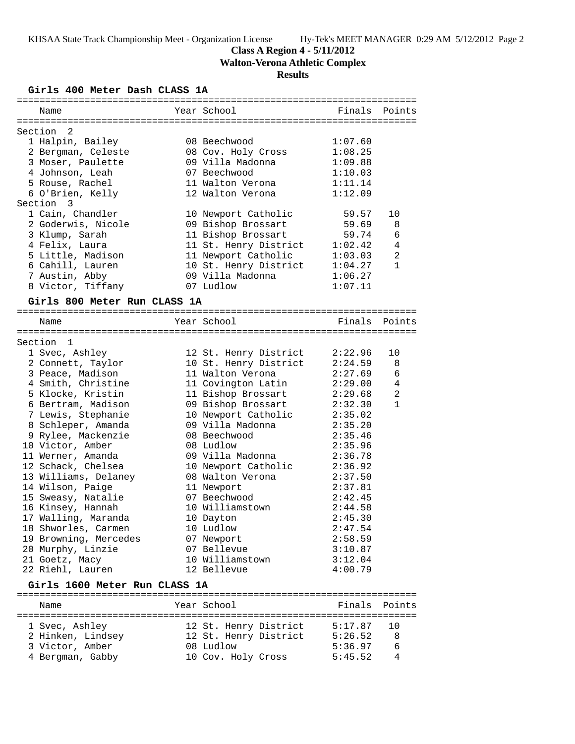**Class A Region 4 - 5/11/2012**

**Walton-Verona Athletic Complex**

**Results**

### Girls 400 Meter Dash CLASS 1A

| | Name | Year | School | Finals | Points |
|---|---|---|---|---|---|
| **Section 2** | | | | | |
| 1 | Halpin, Bailey | 08 | Beechwood | 1:07.60 | |
| 2 | Bergman, Celeste | 08 | Cov. Holy Cross | 1:08.25 | |
| 3 | Moser, Paulette | 09 | Villa Madonna | 1:09.88 | |
| 4 | Johnson, Leah | 07 | Beechwood | 1:10.03 | |
| 5 | Rouse, Rachel | 11 | Walton Verona | 1:11.14 | |
| 6 | O'Brien, Kelly | 12 | Walton Verona | 1:12.09 | |
| **Section 3** | | | | | |
| 1 | Cain, Chandler | 10 | Newport Catholic | 59.57 | 10 |
| 2 | Goderwis, Nicole | 09 | Bishop Brossart | 59.69 | 8 |
| 3 | Klump, Sarah | 11 | Bishop Brossart | 59.74 | 6 |
| 4 | Felix, Laura | 11 | St. Henry District | 1:02.42 | 4 |
| 5 | Little, Madison | 11 | Newport Catholic | 1:03.03 | 2 |
| 6 | Cahill, Lauren | 10 | St. Henry District | 1:04.27 | 1 |
| 7 | Austin, Abby | 09 | Villa Madonna | 1:06.27 | |
| 8 | Victor, Tiffany | 07 | Ludlow | 1:07.11 | |

### Girls 800 Meter Run CLASS 1A

| | Name | Year | School | Finals | Points |
|---|---|---|---|---|---|
| **Section 1** | | | | | |
| 1 | Svec, Ashley | 12 | St. Henry District | 2:22.96 | 10 |
| 2 | Connett, Taylor | 10 | St. Henry District | 2:24.59 | 8 |
| 3 | Peace, Madison | 11 | Walton Verona | 2:27.69 | 6 |
| 4 | Smith, Christine | 11 | Covington Latin | 2:29.00 | 4 |
| 5 | Klocke, Kristin | 11 | Bishop Brossart | 2:29.68 | 2 |
| 6 | Bertram, Madison | 09 | Bishop Brossart | 2:32.30 | 1 |
| 7 | Lewis, Stephanie | 10 | Newport Catholic | 2:35.02 | |
| 8 | Schleper, Amanda | 09 | Villa Madonna | 2:35.20 | |
| 9 | Rylee, Mackenzie | 08 | Beechwood | 2:35.46 | |
| 10 | Victor, Amber | 08 | Ludlow | 2:35.96 | |
| 11 | Werner, Amanda | 09 | Villa Madonna | 2:36.78 | |
| 12 | Schack, Chelsea | 10 | Newport Catholic | 2:36.92 | |
| 13 | Williams, Delaney | 08 | Walton Verona | 2:37.50 | |
| 14 | Wilson, Paige | 11 | Newport | 2:37.81 | |
| 15 | Sweasy, Natalie | 07 | Beechwood | 2:42.45 | |
| 16 | Kinsey, Hannah | 10 | Williamstown | 2:44.58 | |
| 17 | Walling, Maranda | 10 | Dayton | 2:45.30 | |
| 18 | Shworles, Carmen | 10 | Ludlow | 2:47.54 | |
| 19 | Browning, Mercedes | 07 | Newport | 2:58.59 | |
| 20 | Murphy, Linzie | 07 | Bellevue | 3:10.87 | |
| 21 | Goetz, Macy | 10 | Williamstown | 3:12.04 | |
| 22 | Riehl, Lauren | 12 | Bellevue | 4:00.79 | |

### Girls 1600 Meter Run CLASS 1A

| | Name | Year | School | Finals | Points |
|---|---|---|---|---|---|
| 1 | Svec, Ashley | 12 | St. Henry District | 5:17.87 | 10 |
| 2 | Hinken, Lindsey | 12 | St. Henry District | 5:26.52 | 8 |
| 3 | Victor, Amber | 08 | Ludlow | 5:36.97 | 6 |
| 4 | Bergman, Gabby | 10 | Cov. Holy Cross | 5:45.52 | 4 |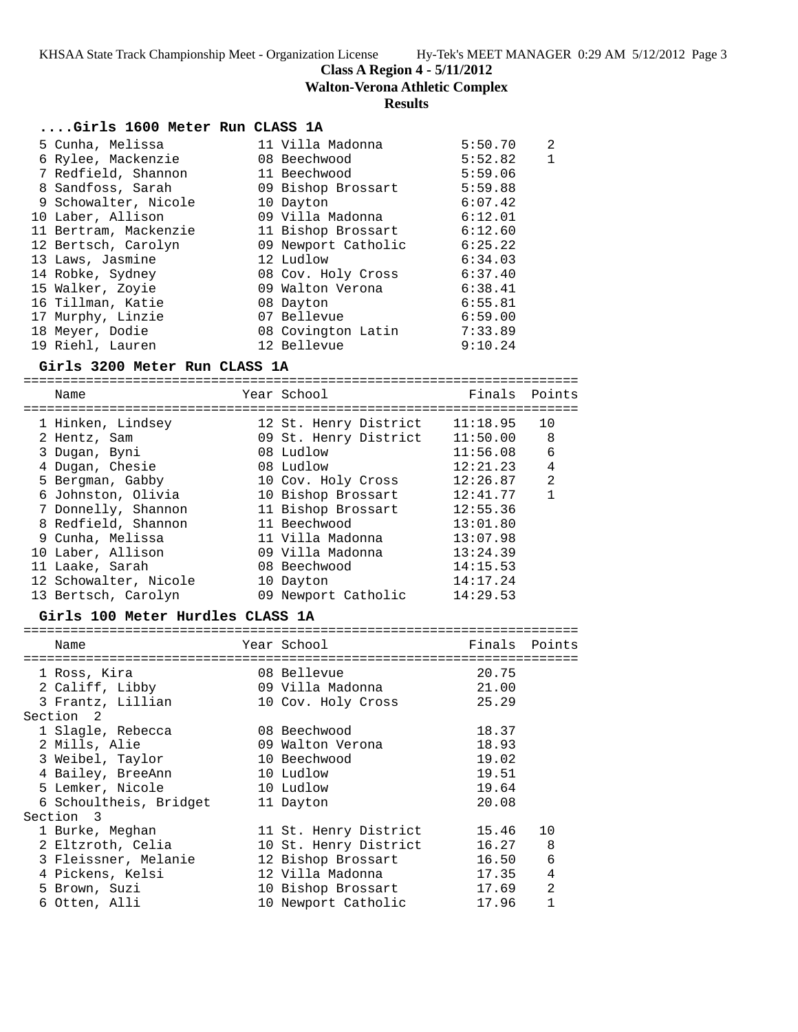## Class A Region 4 - 5/11/2012

**Walton-Verona Athletic Complex**

**Results**

### ....Girls 1600 Meter Run CLASS 1A

| Place | Name | Year | School | Finals | Points |
|---|---|---|---|---|---|
| 5 | Cunha, Melissa | 11 | Villa Madonna | 5:50.70 | 2 |
| 6 | Rylee, Mackenzie | 08 | Beechwood | 5:52.82 | 1 |
| 7 | Redfield, Shannon | 11 | Beechwood | 5:59.06 | |
| 8 | Sandfoss, Sarah | 09 | Bishop Brossart | 5:59.88 | |
| 9 | Schowalter, Nicole | 10 | Dayton | 6:07.42 | |
| 10 | Laber, Allison | 09 | Villa Madonna | 6:12.01 | |
| 11 | Bertram, Mackenzie | 11 | Bishop Brossart | 6:12.60 | |
| 12 | Bertsch, Carolyn | 09 | Newport Catholic | 6:25.22 | |
| 13 | Laws, Jasmine | 12 | Ludlow | 6:34.03 | |
| 14 | Robke, Sydney | 08 | Cov. Holy Cross | 6:37.40 | |
| 15 | Walker, Zoyie | 09 | Walton Verona | 6:38.41 | |
| 16 | Tillman, Katie | 08 | Dayton | 6:55.81 | |
| 17 | Murphy, Linzie | 07 | Bellevue | 6:59.00 | |
| 18 | Meyer, Dodie | 08 | Covington Latin | 7:33.89 | |
| 19 | Riehl, Lauren | 12 | Bellevue | 9:10.24 | |

### Girls 3200 Meter Run CLASS 1A

| Place | Name | Year | School | Finals | Points |
|---|---|---|---|---|---|
| 1 | Hinken, Lindsey | 12 | St. Henry District | 11:18.95 | 10 |
| 2 | Hentz, Sam | 09 | St. Henry District | 11:50.00 | 8 |
| 3 | Dugan, Byni | 08 | Ludlow | 11:56.08 | 6 |
| 4 | Dugan, Chesie | 08 | Ludlow | 12:21.23 | 4 |
| 5 | Bergman, Gabby | 10 | Cov. Holy Cross | 12:26.87 | 2 |
| 6 | Johnston, Olivia | 10 | Bishop Brossart | 12:41.77 | 1 |
| 7 | Donnelly, Shannon | 11 | Bishop Brossart | 12:55.36 | |
| 8 | Redfield, Shannon | 11 | Beechwood | 13:01.80 | |
| 9 | Cunha, Melissa | 11 | Villa Madonna | 13:07.98 | |
| 10 | Laber, Allison | 09 | Villa Madonna | 13:24.39 | |
| 11 | Laake, Sarah | 08 | Beechwood | 14:15.53 | |
| 12 | Schowalter, Nicole | 10 | Dayton | 14:17.24 | |
| 13 | Bertsch, Carolyn | 09 | Newport Catholic | 14:29.53 | |

### Girls 100 Meter Hurdles CLASS 1A

| Place | Name | Year | School | Finals | Points |
|---|---|---|---|---|---|
| 1 | Ross, Kira | 08 | Bellevue | 20.75 | |
| 2 | Califf, Libby | 09 | Villa Madonna | 21.00 | |
| 3 | Frantz, Lillian | 10 | Cov. Holy Cross | 25.29 | |
| **Section 2** | | | | | |
| 1 | Slagle, Rebecca | 08 | Beechwood | 18.37 | |
| 2 | Mills, Alie | 09 | Walton Verona | 18.93 | |
| 3 | Weibel, Taylor | 10 | Beechwood | 19.02 | |
| 4 | Bailey, BreeAnn | 10 | Ludlow | 19.51 | |
| 5 | Lemker, Nicole | 10 | Ludlow | 19.64 | |
| 6 | Schoultheis, Bridget | 11 | Dayton | 20.08 | |
| **Section 3** | | | | | |
| 1 | Burke, Meghan | 11 | St. Henry District | 15.46 | 10 |
| 2 | Eltzroth, Celia | 10 | St. Henry District | 16.27 | 8 |
| 3 | Fleissner, Melanie | 12 | Bishop Brossart | 16.50 | 6 |
| 4 | Pickens, Kelsi | 12 | Villa Madonna | 17.35 | 4 |
| 5 | Brown, Suzi | 10 | Bishop Brossart | 17.69 | 2 |
| 6 | Otten, Alli | 10 | Newport Catholic | 17.96 | 1 |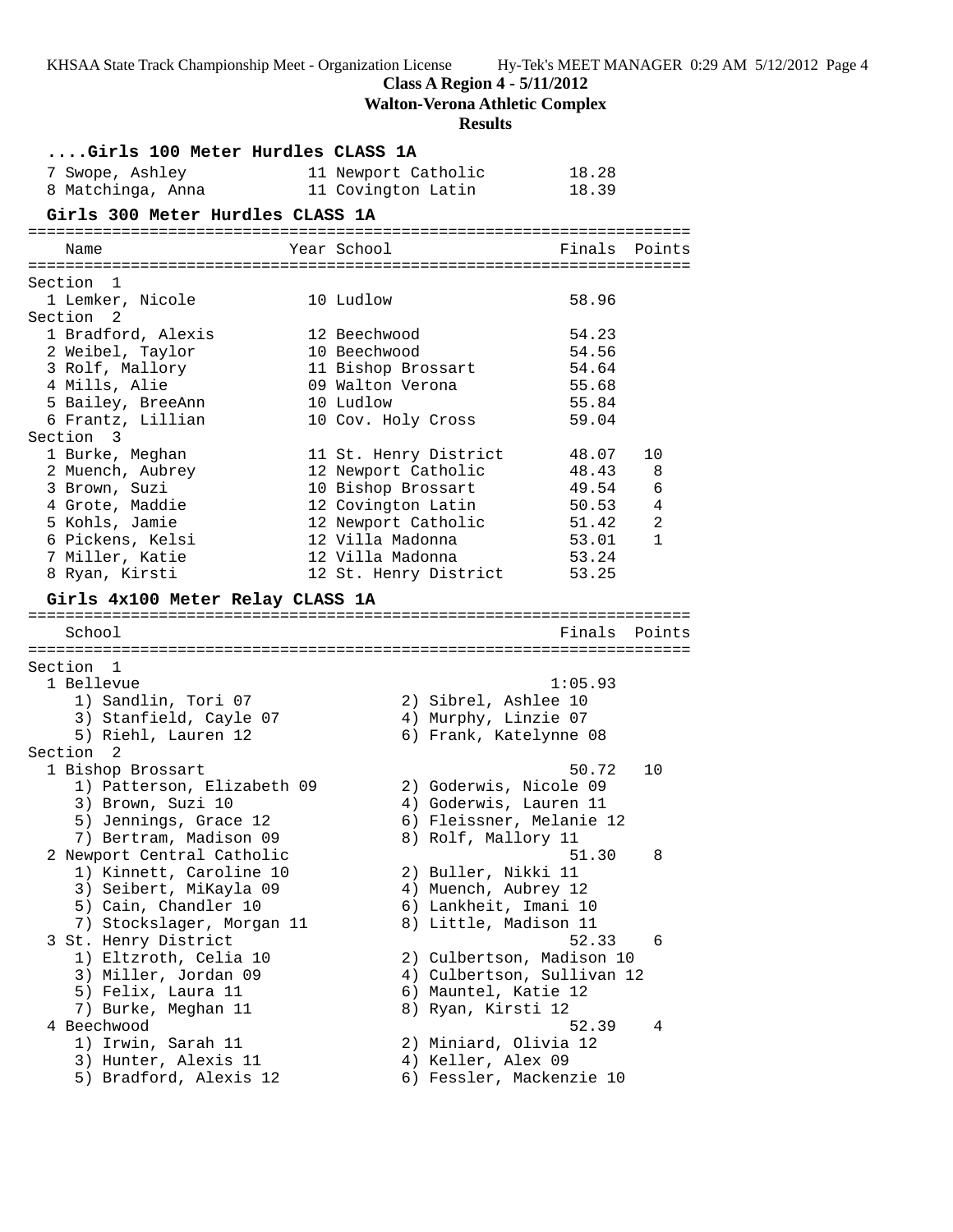### ....Girls 100 Meter Hurdles CLASS 1A

| | Name | Year | School | Finals | Points |
|---|---|---|---|---|---|
| 7 | Swope, Ashley | 11 | Newport Catholic | 18.28 | |
| 8 | Matchinga, Anna | 11 | Covington Latin | 18.39 | |

### Girls 300 Meter Hurdles CLASS 1A

| | Name | Year | School | Finals | Points |
|---|---|---|---|---|---|
| **Section 1** | | | | | |
| 1 | Lemker, Nicole | 10 | Ludlow | 58.96 | |
| **Section 2** | | | | | |
| 1 | Bradford, Alexis | 12 | Beechwood | 54.23 | |
| 2 | Weibel, Taylor | 10 | Beechwood | 54.56 | |
| 3 | Rolf, Mallory | 11 | Bishop Brossart | 54.64 | |
| 4 | Mills, Alie | 09 | Walton Verona | 55.68 | |
| 5 | Bailey, BreeAnn | 10 | Ludlow | 55.84 | |
| 6 | Frantz, Lillian | 10 | Cov. Holy Cross | 59.04 | |
| **Section 3** | | | | | |
| 1 | Burke, Meghan | 11 | St. Henry District | 48.07 | 10 |
| 2 | Muench, Aubrey | 12 | Newport Catholic | 48.43 | 8 |
| 3 | Brown, Suzi | 10 | Bishop Brossart | 49.54 | 6 |
| 4 | Grote, Maddie | 12 | Covington Latin | 50.53 | 4 |
| 5 | Kohls, Jamie | 12 | Newport Catholic | 51.42 | 2 |
| 6 | Pickens, Kelsi | 12 | Villa Madonna | 53.01 | 1 |
| 7 | Miller, Katie | 12 | Villa Madonna | 53.24 | |
| 8 | Ryan, Kirsti | 12 | St. Henry District | 53.25 | |

### Girls 4x100 Meter Relay CLASS 1A

| | School | Finals | Points |
|---|---|---|---|
| **Section 1** | | | |
| 1 | Bellevue | 1:05.93 | |
| | 1) Sandlin, Tori 07; 2) Sibrel, Ashlee 10; 3) Stanfield, Cayle 07; 4) Murphy, Linzie 07; 5) Riehl, Lauren 12; 6) Frank, Katelynne 08 | | |
| **Section 2** | | | |
| 1 | Bishop Brossart | 50.72 | 10 |
| | 1) Patterson, Elizabeth 09; 2) Goderwis, Nicole 09; 3) Brown, Suzi 10; 4) Goderwis, Lauren 11; 5) Jennings, Grace 12; 6) Fleissner, Melanie 12; 7) Bertram, Madison 09; 8) Rolf, Mallory 11 | | |
| 2 | Newport Central Catholic | 51.30 | 8 |
| | 1) Kinnett, Caroline 10; 2) Buller, Nikki 11; 3) Seibert, MiKayla 09; 4) Muench, Aubrey 12; 5) Cain, Chandler 10; 6) Lankheit, Imani 10; 7) Stockslager, Morgan 11; 8) Little, Madison 11 | | |
| 3 | St. Henry District | 52.33 | 6 |
| | 1) Eltzroth, Celia 10; 2) Culbertson, Madison 10; 3) Miller, Jordan 09; 4) Culbertson, Sullivan 12; 5) Felix, Laura 11; 6) Mauntel, Katie 12; 7) Burke, Meghan 11; 8) Ryan, Kirsti 12 | | |
| 4 | Beechwood | 52.39 | 4 |
| | 1) Irwin, Sarah 11; 2) Miniard, Olivia 12; 3) Hunter, Alexis 11; 4) Keller, Alex 09; 5) Bradford, Alexis 12; 6) Fessler, Mackenzie 10 | | |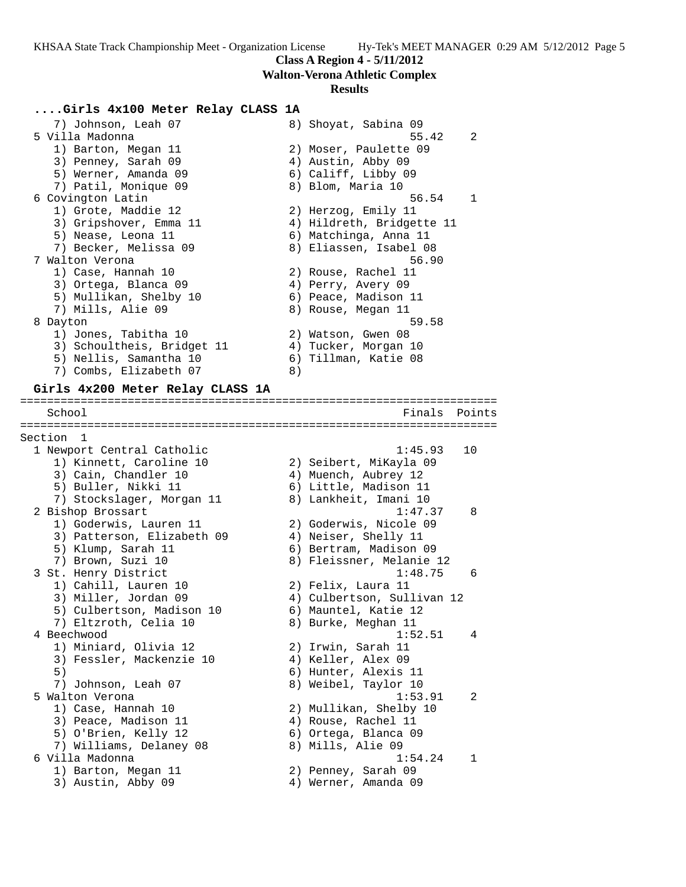**Class A Region 4 - 5/11/2012**
**Walton-Verona Athletic Complex**
**Results**

### ....Girls 4x100 Meter Relay CLASS 1A

```
    7) Johnson, Leah 07               8) Shoyat, Sabina 09
  5 Villa Madonna                                    55.42    2
     1) Barton, Megan 11               2) Moser, Paulette 09
     3) Penney, Sarah 09               4) Austin, Abby 09
     5) Werner, Amanda 09              6) Califf, Libby 09
     7) Patil, Monique 09              8) Blom, Maria 10
  6 Covington Latin                                  56.54    1
     1) Grote, Maddie 12               2) Herzog, Emily 11
     3) Gripshover, Emma 11            4) Hildreth, Bridgette 11
     5) Nease, Leona 11                6) Matchinga, Anna 11
     7) Becker, Melissa 09             8) Eliassen, Isabel 08
  7 Walton Verona                                    56.90
     1) Case, Hannah 10                2) Rouse, Rachel 11
     3) Ortega, Blanca 09              4) Perry, Avery 09
     5) Mullikan, Shelby 10            6) Peace, Madison 11
     7) Mills, Alie 09                 8) Rouse, Megan 11
  8 Dayton                                           59.58
     1) Jones, Tabitha 10              2) Watson, Gwen 08
     3) Schoultheis, Bridget 11        4) Tucker, Morgan 10
     5) Nellis, Samantha 10            6) Tillman, Katie 08
     7) Combs, Elizabeth 07            8)
```

### Girls 4x200 Meter Relay CLASS 1A

```
=======================================================================
    School                                            Finals  Points
=======================================================================
Section  1
  1 Newport Central Catholic                       1:45.93   10
     1) Kinnett, Caroline 10           2) Seibert, MiKayla 09
     3) Cain, Chandler 10              4) Muench, Aubrey 12
     5) Buller, Nikki 11               6) Little, Madison 11
     7) Stockslager, Morgan 11         8) Lankheit, Imani 10
  2 Bishop Brossart                                1:47.37    8
     1) Goderwis, Lauren 11            2) Goderwis, Nicole 09
     3) Patterson, Elizabeth 09        4) Neiser, Shelly 11
     5) Klump, Sarah 11                6) Bertram, Madison 09
     7) Brown, Suzi 10                 8) Fleissner, Melanie 12
  3 St. Henry District                             1:48.75    6
     1) Cahill, Lauren 10              2) Felix, Laura 11
     3) Miller, Jordan 09              4) Culbertson, Sullivan 12
     5) Culbertson, Madison 10         6) Mauntel, Katie 12
     7) Eltzroth, Celia 10             8) Burke, Meghan 11
  4 Beechwood                                      1:52.51    4
     1) Miniard, Olivia 12             2) Irwin, Sarah 11
     3) Fessler, Mackenzie 10          4) Keller, Alex 09
     5)                                6) Hunter, Alexis 11
     7) Johnson, Leah 07               8) Weibel, Taylor 10
  5 Walton Verona                                  1:53.91    2
     1) Case, Hannah 10                2) Mullikan, Shelby 10
     3) Peace, Madison 11              4) Rouse, Rachel 11
     5) O'Brien, Kelly 12              6) Ortega, Blanca 09
     7) Williams, Delaney 08           8) Mills, Alie 09
  6 Villa Madonna                                  1:54.24    1
     1) Barton, Megan 11               2) Penney, Sarah 09
     3) Austin, Abby 09                4) Werner, Amanda 09
```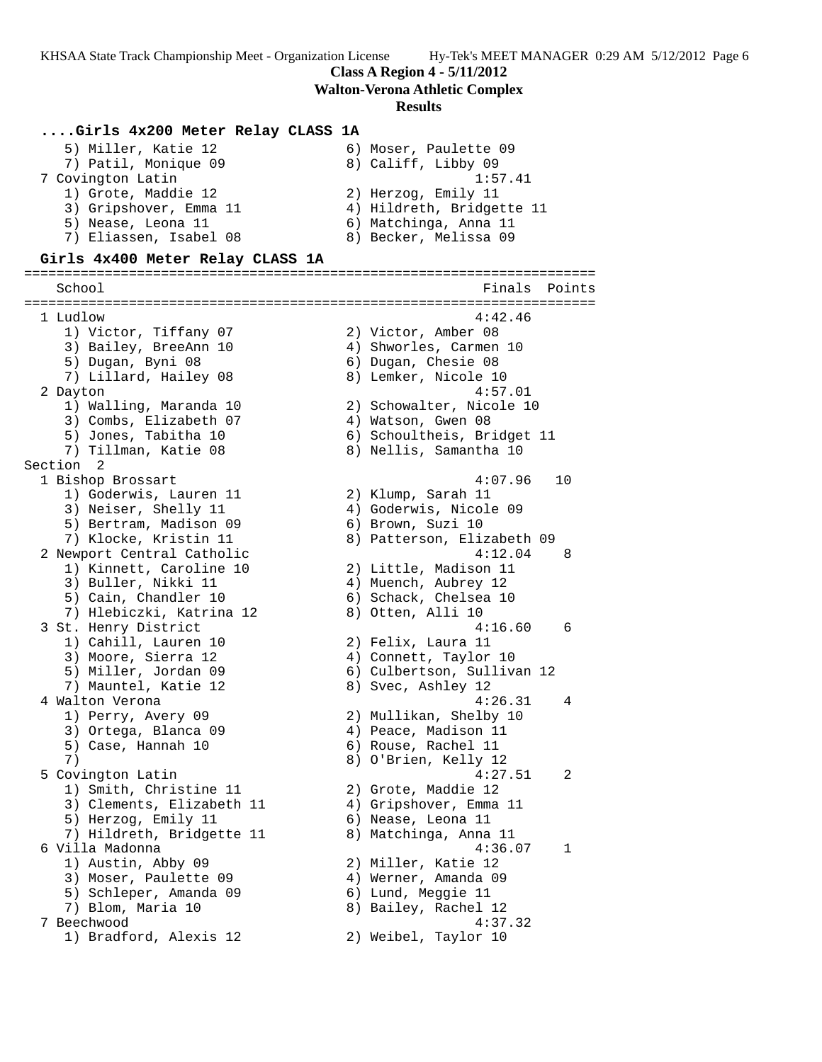Class A Region 4 - 5/11/2012
Walton-Verona Athletic Complex
Results

### ....Girls 4x200 Meter Relay CLASS 1A

```
    5) Miller, Katie 12               6) Moser, Paulette 09
    7) Patil, Monique 09              8) Califf, Libby 09
  7 Covington Latin                                  1:57.41
    1) Grote, Maddie 12               2) Herzog, Emily 11
    3) Gripshover, Emma 11            4) Hildreth, Bridgette 11
    5) Nease, Leona 11                6) Matchinga, Anna 11
    7) Eliassen, Isabel 08            8) Becker, Melissa 09
```

### Girls 4x400 Meter Relay CLASS 1A

```
=======================================================================
    School                                           Finals  Points
=======================================================================
  1 Ludlow                                           4:42.46
    1) Victor, Tiffany 07             2) Victor, Amber 08
    3) Bailey, BreeAnn 10             4) Shworles, Carmen 10
    5) Dugan, Byni 08                 6) Dugan, Chesie 08
    7) Lillard, Hailey 08             8) Lemker, Nicole 10
  2 Dayton                                           4:57.01
    1) Walling, Maranda 10            2) Schowalter, Nicole 10
    3) Combs, Elizabeth 07            4) Watson, Gwen 08
    5) Jones, Tabitha 10              6) Schoultheis, Bridget 11
    7) Tillman, Katie 08              8) Nellis, Samantha 10
Section  2
  1 Bishop Brossart                                  4:07.96   10
    1) Goderwis, Lauren 11            2) Klump, Sarah 11
    3) Neiser, Shelly 11              4) Goderwis, Nicole 09
    5) Bertram, Madison 09            6) Brown, Suzi 10
    7) Klocke, Kristin 11             8) Patterson, Elizabeth 09
  2 Newport Central Catholic                         4:12.04    8
    1) Kinnett, Caroline 10           2) Little, Madison 11
    3) Buller, Nikki 11               4) Muench, Aubrey 12
    5) Cain, Chandler 10              6) Schack, Chelsea 10
    7) Hlebiczki, Katrina 12          8) Otten, Alli 10
  3 St. Henry District                               4:16.60    6
    1) Cahill, Lauren 10              2) Felix, Laura 11
    3) Moore, Sierra 12               4) Connett, Taylor 10
    5) Miller, Jordan 09              6) Culbertson, Sullivan 12
    7) Mauntel, Katie 12              8) Svec, Ashley 12
  4 Walton Verona                                    4:26.31    4
    1) Perry, Avery 09                2) Mullikan, Shelby 10
    3) Ortega, Blanca 09              4) Peace, Madison 11
    5) Case, Hannah 10                6) Rouse, Rachel 11
    7)                                8) O'Brien, Kelly 12
  5 Covington Latin                                  4:27.51    2
    1) Smith, Christine 11            2) Grote, Maddie 12
    3) Clements, Elizabeth 11         4) Gripshover, Emma 11
    5) Herzog, Emily 11               6) Nease, Leona 11
    7) Hildreth, Bridgette 11         8) Matchinga, Anna 11
  6 Villa Madonna                                    4:36.07    1
    1) Austin, Abby 09                2) Miller, Katie 12
    3) Moser, Paulette 09             4) Werner, Amanda 09
    5) Schleper, Amanda 09            6) Lund, Meggie 11
    7) Blom, Maria 10                 8) Bailey, Rachel 12
  7 Beechwood                                        4:37.32
    1) Bradford, Alexis 12            2) Weibel, Taylor 10
```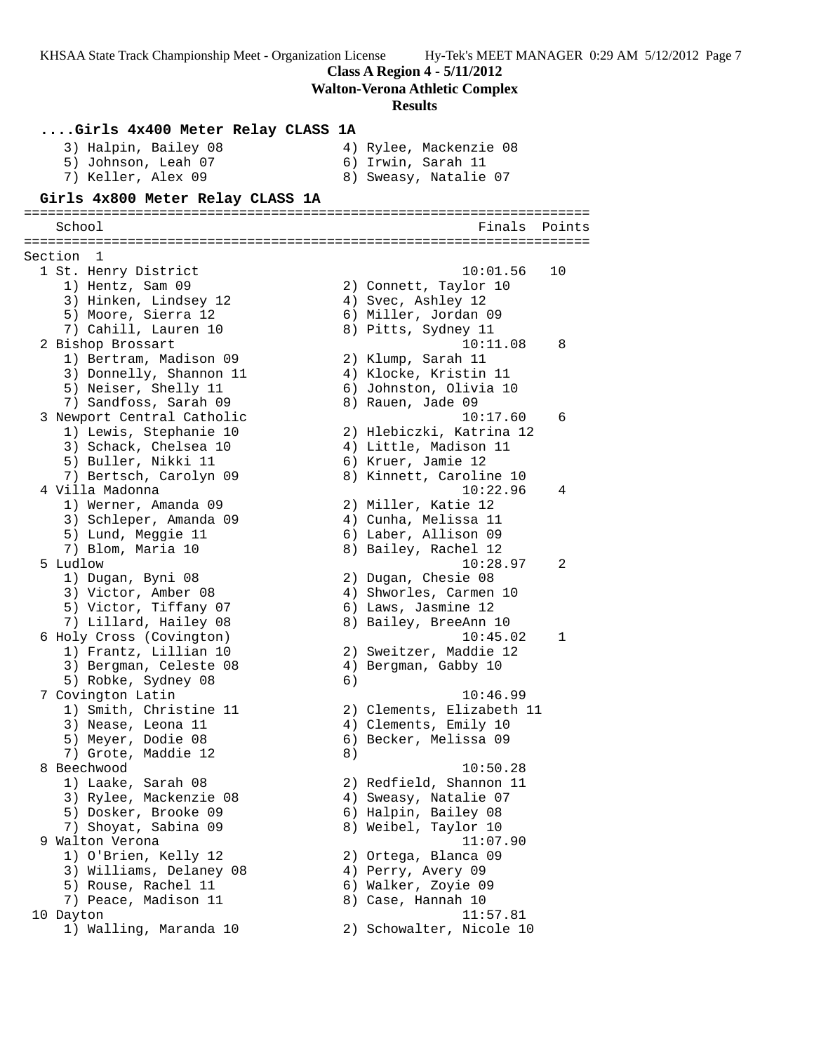**Class A Region 4 - 5/11/2012**
**Walton-Verona Athletic Complex**
**Results**

### ....Girls 4x400 Meter Relay CLASS 1A

```
    3) Halpin, Bailey 08              4) Rylee, Mackenzie 08
    5) Johnson, Leah 07               6) Irwin, Sarah 11
    7) Keller, Alex 09                8) Sweasy, Natalie 07
```

### Girls 4x800 Meter Relay CLASS 1A

```
=======================================================================
   School                                            Finals  Points
=======================================================================
Section  1
  1 St. Henry District                                10:01.56   10
     1) Hentz, Sam 09                  2) Connett, Taylor 10
     3) Hinken, Lindsey 12             4) Svec, Ashley 12
     5) Moore, Sierra 12               6) Miller, Jordan 09
     7) Cahill, Lauren 10              8) Pitts, Sydney 11
  2 Bishop Brossart                                   10:11.08    8
     1) Bertram, Madison 09            2) Klump, Sarah 11
     3) Donnelly, Shannon 11           4) Klocke, Kristin 11
     5) Neiser, Shelly 11              6) Johnston, Olivia 10
     7) Sandfoss, Sarah 09             8) Rauen, Jade 09
  3 Newport Central Catholic                          10:17.60    6
     1) Lewis, Stephanie 10            2) Hlebiczki, Katrina 12
     3) Schack, Chelsea 10             4) Little, Madison 11
     5) Buller, Nikki 11               6) Kruer, Jamie 12
     7) Bertsch, Carolyn 09            8) Kinnett, Caroline 10
  4 Villa Madonna                                     10:22.96    4
     1) Werner, Amanda 09              2) Miller, Katie 12
     3) Schleper, Amanda 09            4) Cunha, Melissa 11
     5) Lund, Meggie 11                6) Laber, Allison 09
     7) Blom, Maria 10                 8) Bailey, Rachel 12
  5 Ludlow                                            10:28.97    2
     1) Dugan, Byni 08                 2) Dugan, Chesie 08
     3) Victor, Amber 08               4) Shworles, Carmen 10
     5) Victor, Tiffany 07             6) Laws, Jasmine 12
     7) Lillard, Hailey 08             8) Bailey, BreeAnn 10
  6 Holy Cross (Covington)                            10:45.02    1
     1) Frantz, Lillian 10             2) Sweitzer, Maddie 12
     3) Bergman, Celeste 08            4) Bergman, Gabby 10
     5) Robke, Sydney 08               6)
  7 Covington Latin                                   10:46.99
     1) Smith, Christine 11            2) Clements, Elizabeth 11
     3) Nease, Leona 11                4) Clements, Emily 10
     5) Meyer, Dodie 08                6) Becker, Melissa 09
     7) Grote, Maddie 12               8)
  8 Beechwood                                         10:50.28
     1) Laake, Sarah 08                2) Redfield, Shannon 11
     3) Rylee, Mackenzie 08            4) Sweasy, Natalie 07
     5) Dosker, Brooke 09              6) Halpin, Bailey 08
     7) Shoyat, Sabina 09              8) Weibel, Taylor 10
  9 Walton Verona                                     11:07.90
     1) O'Brien, Kelly 12              2) Ortega, Blanca 09
     3) Williams, Delaney 08           4) Perry, Avery 09
     5) Rouse, Rachel 11               6) Walker, Zoyie 09
     7) Peace, Madison 11              8) Case, Hannah 10
 10 Dayton                                            11:57.81
     1) Walling, Maranda 10            2) Schowalter, Nicole 10
```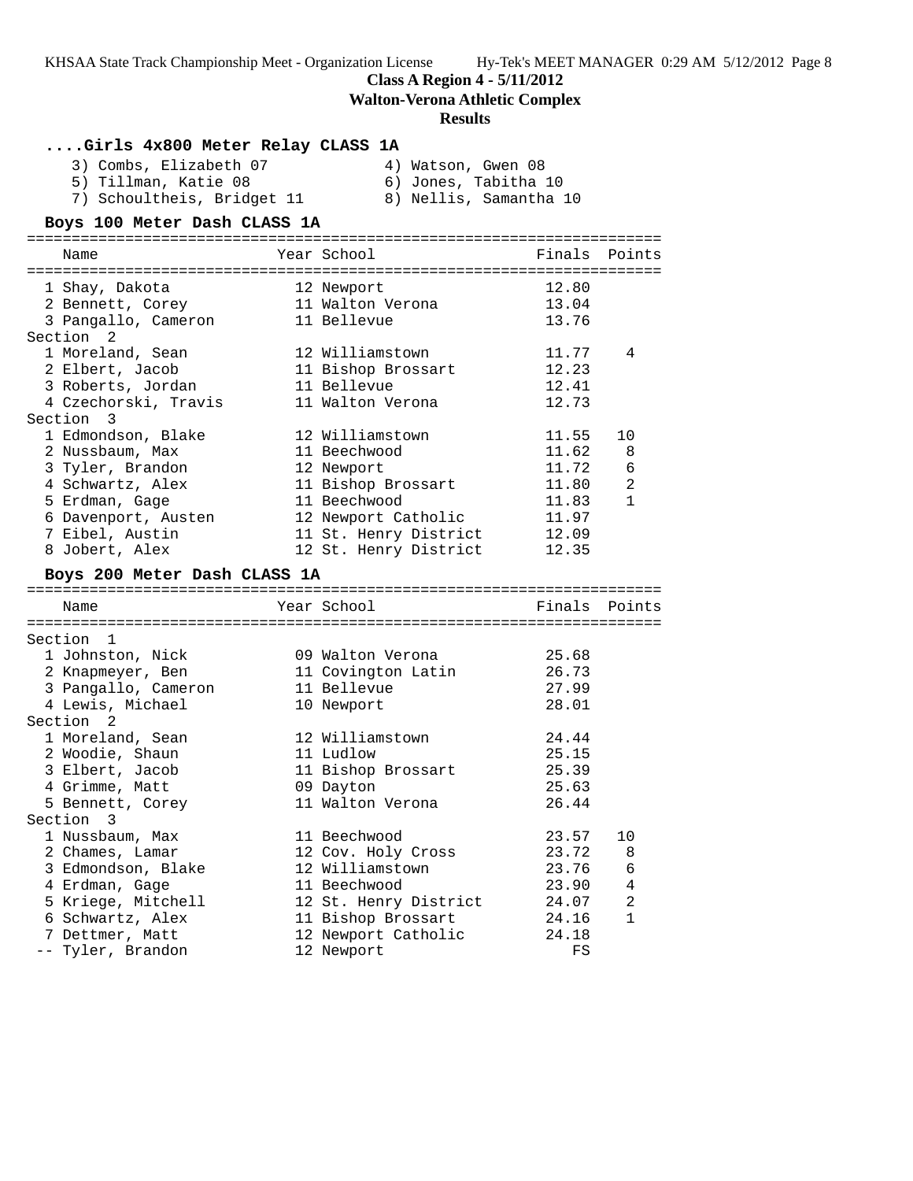## Class A Region 4 - 5/11/2012

**Walton-Verona Athletic Complex**

**Results**

### ....Girls 4x800 Meter Relay CLASS 1A

3) Combs, Elizabeth 07  
4) Watson, Gwen 08  
5) Tillman, Katie 08  
6) Jones, Tabitha 10  
7) Schoultheis, Bridget 11  
8) Nellis, Samantha 10

### Boys 100 Meter Dash CLASS 1A

| Name | Year | School | Finals | Points |
|---|---|---|---|---|
| 1 Shay, Dakota | 12 | Newport | 12.80 | |
| 2 Bennett, Corey | 11 | Walton Verona | 13.04 | |
| 3 Pangallo, Cameron | 11 | Bellevue | 13.76 | |
| **Section 2** | | | | |
| 1 Moreland, Sean | 12 | Williamstown | 11.77 | 4 |
| 2 Elbert, Jacob | 11 | Bishop Brossart | 12.23 | |
| 3 Roberts, Jordan | 11 | Bellevue | 12.41 | |
| 4 Czechorski, Travis | 11 | Walton Verona | 12.73 | |
| **Section 3** | | | | |
| 1 Edmondson, Blake | 12 | Williamstown | 11.55 | 10 |
| 2 Nussbaum, Max | 11 | Beechwood | 11.62 | 8 |
| 3 Tyler, Brandon | 12 | Newport | 11.72 | 6 |
| 4 Schwartz, Alex | 11 | Bishop Brossart | 11.80 | 2 |
| 5 Erdman, Gage | 11 | Beechwood | 11.83 | 1 |
| 6 Davenport, Austen | 12 | Newport Catholic | 11.97 | |
| 7 Eibel, Austin | 11 | St. Henry District | 12.09 | |
| 8 Jobert, Alex | 12 | St. Henry District | 12.35 | |

### Boys 200 Meter Dash CLASS 1A

| Name | Year | School | Finals | Points |
|---|---|---|---|---|
| **Section 1** | | | | |
| 1 Johnston, Nick | 09 | Walton Verona | 25.68 | |
| 2 Knapmeyer, Ben | 11 | Covington Latin | 26.73 | |
| 3 Pangallo, Cameron | 11 | Bellevue | 27.99 | |
| 4 Lewis, Michael | 10 | Newport | 28.01 | |
| **Section 2** | | | | |
| 1 Moreland, Sean | 12 | Williamstown | 24.44 | |
| 2 Woodie, Shaun | 11 | Ludlow | 25.15 | |
| 3 Elbert, Jacob | 11 | Bishop Brossart | 25.39 | |
| 4 Grimme, Matt | 09 | Dayton | 25.63 | |
| 5 Bennett, Corey | 11 | Walton Verona | 26.44 | |
| **Section 3** | | | | |
| 1 Nussbaum, Max | 11 | Beechwood | 23.57 | 10 |
| 2 Chames, Lamar | 12 | Cov. Holy Cross | 23.72 | 8 |
| 3 Edmondson, Blake | 12 | Williamstown | 23.76 | 6 |
| 4 Erdman, Gage | 11 | Beechwood | 23.90 | 4 |
| 5 Kriege, Mitchell | 12 | St. Henry District | 24.07 | 2 |
| 6 Schwartz, Alex | 11 | Bishop Brossart | 24.16 | 1 |
| 7 Dettmer, Matt | 12 | Newport Catholic | 24.18 | |
| -- Tyler, Brandon | 12 | Newport | FS | |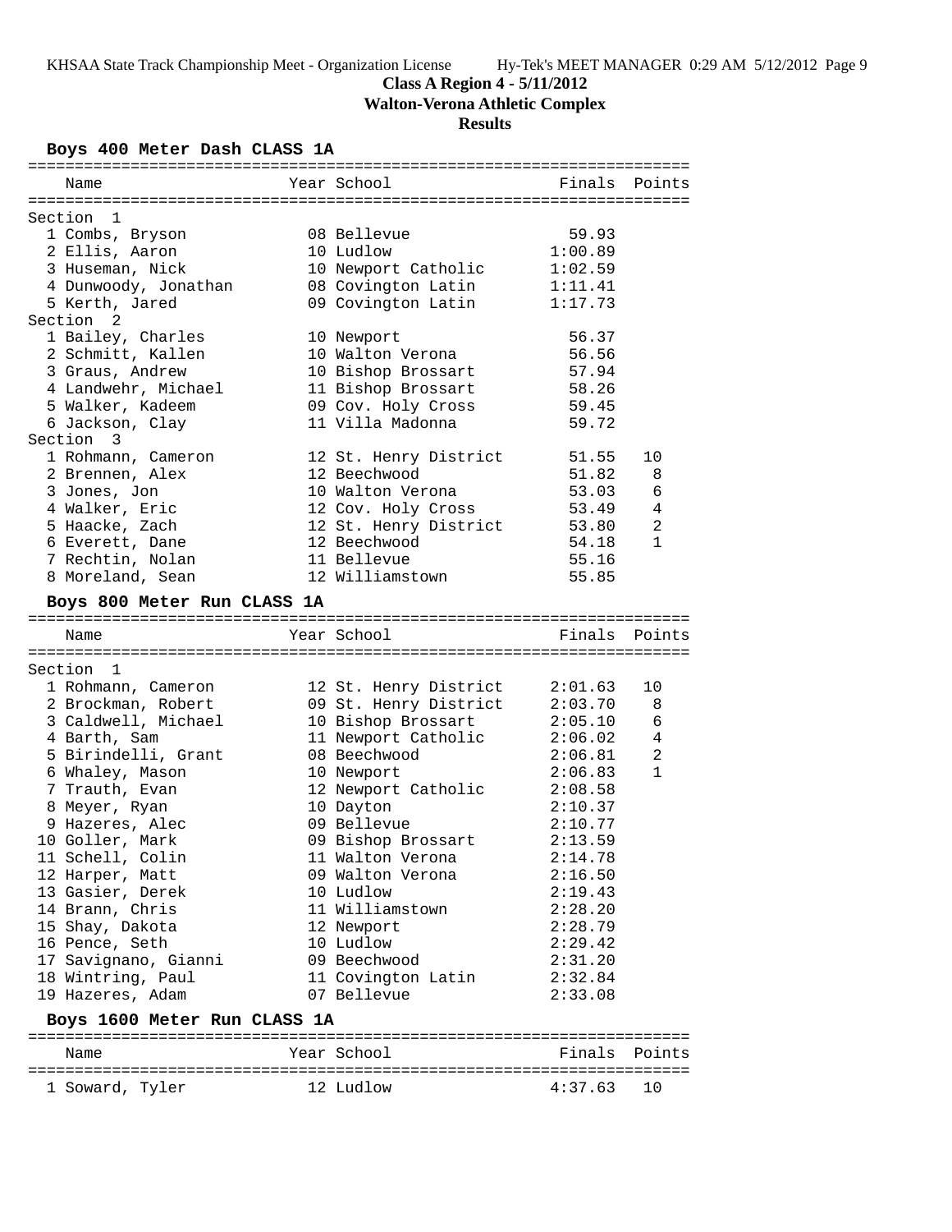**Class A Region 4 - 5/11/2012**

**Walton-Verona Athletic Complex**

**Results**

## Boys 400 Meter Dash CLASS 1A

| Name | Year | School | Finals | Points |
|---|---|---|---|---|
| **Section 1** | | | | |
| 1 Combs, Bryson | 08 | Bellevue | 59.93 | |
| 2 Ellis, Aaron | 10 | Ludlow | 1:00.89 | |
| 3 Huseman, Nick | 10 | Newport Catholic | 1:02.59 | |
| 4 Dunwoody, Jonathan | 08 | Covington Latin | 1:11.41 | |
| 5 Kerth, Jared | 09 | Covington Latin | 1:17.73 | |
| **Section 2** | | | | |
| 1 Bailey, Charles | 10 | Newport | 56.37 | |
| 2 Schmitt, Kallen | 10 | Walton Verona | 56.56 | |
| 3 Graus, Andrew | 10 | Bishop Brossart | 57.94 | |
| 4 Landwehr, Michael | 11 | Bishop Brossart | 58.26 | |
| 5 Walker, Kadeem | 09 | Cov. Holy Cross | 59.45 | |
| 6 Jackson, Clay | 11 | Villa Madonna | 59.72 | |
| **Section 3** | | | | |
| 1 Rohmann, Cameron | 12 | St. Henry District | 51.55 | 10 |
| 2 Brennen, Alex | 12 | Beechwood | 51.82 | 8 |
| 3 Jones, Jon | 10 | Walton Verona | 53.03 | 6 |
| 4 Walker, Eric | 12 | Cov. Holy Cross | 53.49 | 4 |
| 5 Haacke, Zach | 12 | St. Henry District | 53.80 | 2 |
| 6 Everett, Dane | 12 | Beechwood | 54.18 | 1 |
| 7 Rechtin, Nolan | 11 | Bellevue | 55.16 | |
| 8 Moreland, Sean | 12 | Williamstown | 55.85 | |

## Boys 800 Meter Run CLASS 1A

| Name | Year | School | Finals | Points |
|---|---|---|---|---|
| **Section 1** | | | | |
| 1 Rohmann, Cameron | 12 | St. Henry District | 2:01.63 | 10 |
| 2 Brockman, Robert | 09 | St. Henry District | 2:03.70 | 8 |
| 3 Caldwell, Michael | 10 | Bishop Brossart | 2:05.10 | 6 |
| 4 Barth, Sam | 11 | Newport Catholic | 2:06.02 | 4 |
| 5 Birindelli, Grant | 08 | Beechwood | 2:06.81 | 2 |
| 6 Whaley, Mason | 10 | Newport | 2:06.83 | 1 |
| 7 Trauth, Evan | 12 | Newport Catholic | 2:08.58 | |
| 8 Meyer, Ryan | 10 | Dayton | 2:10.37 | |
| 9 Hazeres, Alec | 09 | Bellevue | 2:10.77 | |
| 10 Goller, Mark | 09 | Bishop Brossart | 2:13.59 | |
| 11 Schell, Colin | 11 | Walton Verona | 2:14.78 | |
| 12 Harper, Matt | 09 | Walton Verona | 2:16.50 | |
| 13 Gasier, Derek | 10 | Ludlow | 2:19.43 | |
| 14 Brann, Chris | 11 | Williamstown | 2:28.20 | |
| 15 Shay, Dakota | 12 | Newport | 2:28.79 | |
| 16 Pence, Seth | 10 | Ludlow | 2:29.42 | |
| 17 Savignano, Gianni | 09 | Beechwood | 2:31.20 | |
| 18 Wintring, Paul | 11 | Covington Latin | 2:32.84 | |
| 19 Hazeres, Adam | 07 | Bellevue | 2:33.08 | |

## Boys 1600 Meter Run CLASS 1A

| Name | Year | School | Finals | Points |
|---|---|---|---|---|
| 1 Soward, Tyler | 12 | Ludlow | 4:37.63 | 10 |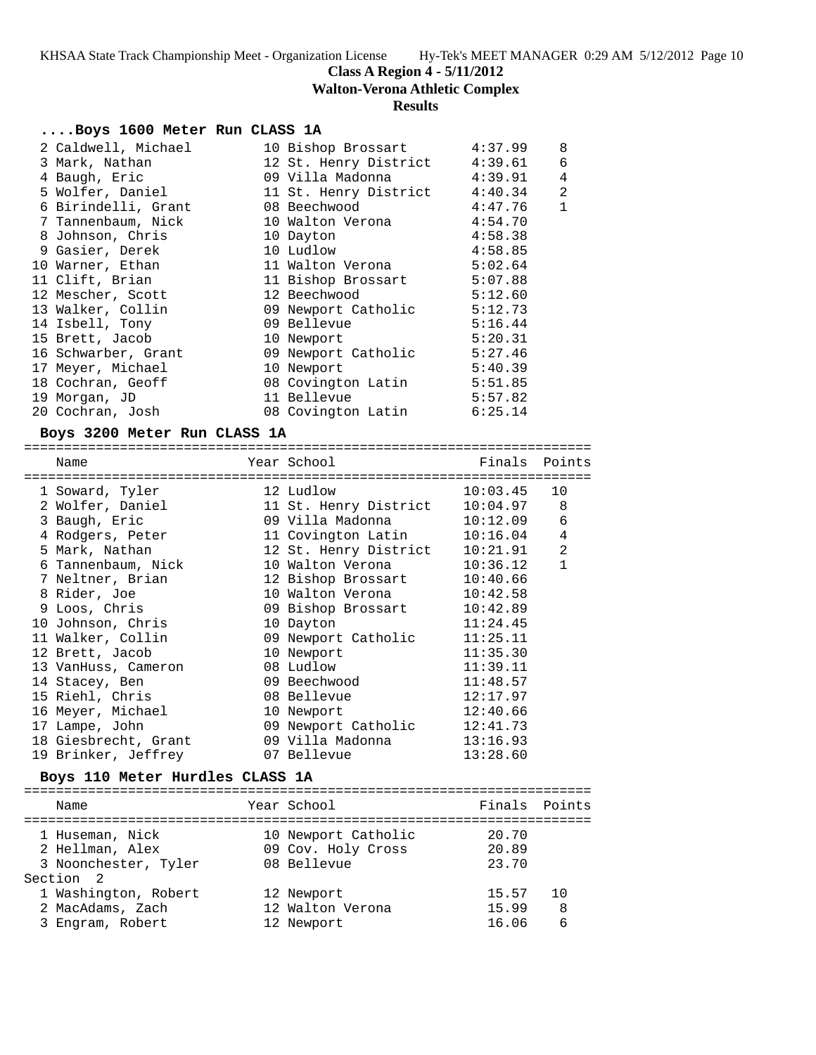**Class A Region 4 - 5/11/2012**
**Walton-Verona Athletic Complex**
**Results**

### ....Boys 1600 Meter Run CLASS 1A

| Place | Name | Year | School | Finals | Points |
|---|---|---|---|---|---|
| 2 | Caldwell, Michael | 10 | Bishop Brossart | 4:37.99 | 8 |
| 3 | Mark, Nathan | 12 | St. Henry District | 4:39.61 | 6 |
| 4 | Baugh, Eric | 09 | Villa Madonna | 4:39.91 | 4 |
| 5 | Wolfer, Daniel | 11 | St. Henry District | 4:40.34 | 2 |
| 6 | Birindelli, Grant | 08 | Beechwood | 4:47.76 | 1 |
| 7 | Tannenbaum, Nick | 10 | Walton Verona | 4:54.70 | |
| 8 | Johnson, Chris | 10 | Dayton | 4:58.38 | |
| 9 | Gasier, Derek | 10 | Ludlow | 4:58.85 | |
| 10 | Warner, Ethan | 11 | Walton Verona | 5:02.64 | |
| 11 | Clift, Brian | 11 | Bishop Brossart | 5:07.88 | |
| 12 | Mescher, Scott | 12 | Beechwood | 5:12.60 | |
| 13 | Walker, Collin | 09 | Newport Catholic | 5:12.73 | |
| 14 | Isbell, Tony | 09 | Bellevue | 5:16.44 | |
| 15 | Brett, Jacob | 10 | Newport | 5:20.31 | |
| 16 | Schwarber, Grant | 09 | Newport Catholic | 5:27.46 | |
| 17 | Meyer, Michael | 10 | Newport | 5:40.39 | |
| 18 | Cochran, Geoff | 08 | Covington Latin | 5:51.85 | |
| 19 | Morgan, JD | 11 | Bellevue | 5:57.82 | |
| 20 | Cochran, Josh | 08 | Covington Latin | 6:25.14 | |

### Boys 3200 Meter Run CLASS 1A

| Place | Name | Year | School | Finals | Points |
|---|---|---|---|---|---|
| 1 | Soward, Tyler | 12 | Ludlow | 10:03.45 | 10 |
| 2 | Wolfer, Daniel | 11 | St. Henry District | 10:04.97 | 8 |
| 3 | Baugh, Eric | 09 | Villa Madonna | 10:12.09 | 6 |
| 4 | Rodgers, Peter | 11 | Covington Latin | 10:16.04 | 4 |
| 5 | Mark, Nathan | 12 | St. Henry District | 10:21.91 | 2 |
| 6 | Tannenbaum, Nick | 10 | Walton Verona | 10:36.12 | 1 |
| 7 | Neltner, Brian | 12 | Bishop Brossart | 10:40.66 | |
| 8 | Rider, Joe | 10 | Walton Verona | 10:42.58 | |
| 9 | Loos, Chris | 09 | Bishop Brossart | 10:42.89 | |
| 10 | Johnson, Chris | 10 | Dayton | 11:24.45 | |
| 11 | Walker, Collin | 09 | Newport Catholic | 11:25.11 | |
| 12 | Brett, Jacob | 10 | Newport | 11:35.30 | |
| 13 | VanHuss, Cameron | 08 | Ludlow | 11:39.11 | |
| 14 | Stacey, Ben | 09 | Beechwood | 11:48.57 | |
| 15 | Riehl, Chris | 08 | Bellevue | 12:17.97 | |
| 16 | Meyer, Michael | 10 | Newport | 12:40.66 | |
| 17 | Lampe, John | 09 | Newport Catholic | 12:41.73 | |
| 18 | Giesbrecht, Grant | 09 | Villa Madonna | 13:16.93 | |
| 19 | Brinker, Jeffrey | 07 | Bellevue | 13:28.60 | |

### Boys 110 Meter Hurdles CLASS 1A

| Place | Name | Year | School | Finals | Points |
|---|---|---|---|---|---|
| 1 | Huseman, Nick | 10 | Newport Catholic | 20.70 | |
| 2 | Hellman, Alex | 09 | Cov. Holy Cross | 20.89 | |
| 3 | Noonchester, Tyler | 08 | Bellevue | 23.70 | |
| **Section 2** | | | | | |
| 1 | Washington, Robert | 12 | Newport | 15.57 | 10 |
| 2 | MacAdams, Zach | 12 | Walton Verona | 15.99 | 8 |
| 3 | Engram, Robert | 12 | Newport | 16.06 | 6 |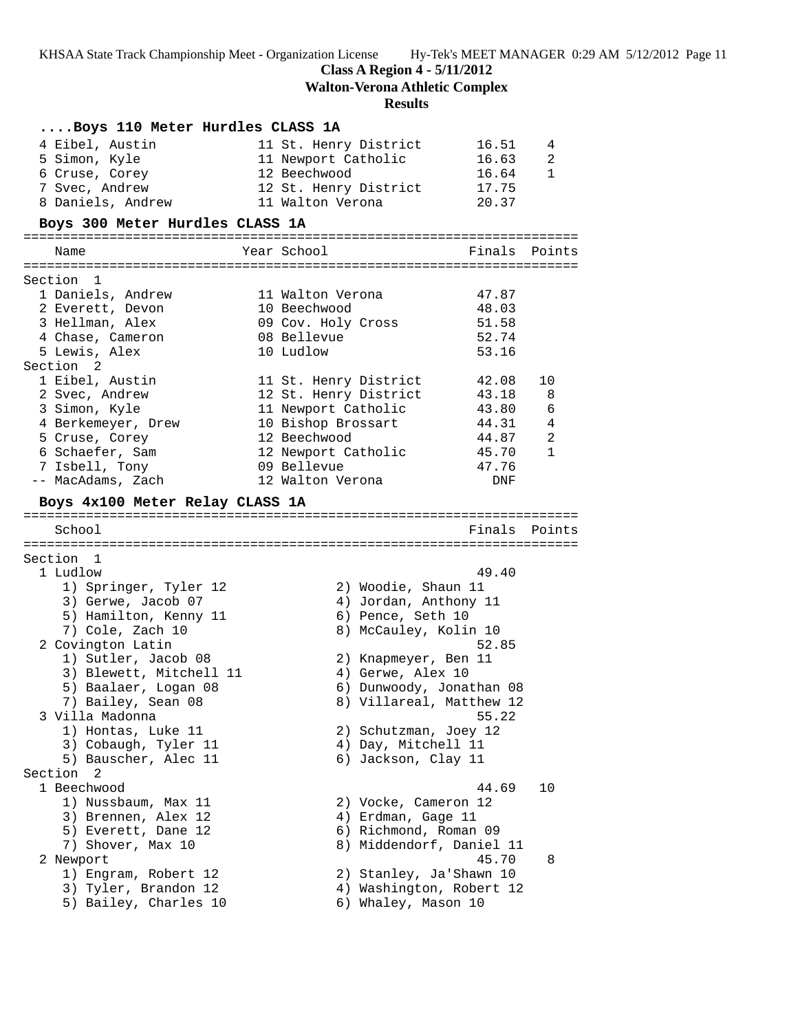**Class A Region 4 - 5/11/2012**

**Walton-Verona Athletic Complex**

**Results**

### ....Boys 110 Meter Hurdles CLASS 1A

| Place | Name | Year | School | Finals | Points |
|---|---|---|---|---|---|
| 4 | Eibel, Austin | 11 | St. Henry District | 16.51 | 4 |
| 5 | Simon, Kyle | 11 | Newport Catholic | 16.63 | 2 |
| 6 | Cruse, Corey | 12 | Beechwood | 16.64 | 1 |
| 7 | Svec, Andrew | 12 | St. Henry District | 17.75 | |
| 8 | Daniels, Andrew | 11 | Walton Verona | 20.37 | |

### Boys 300 Meter Hurdles CLASS 1A

| Place | Name | Year | School | Finals | Points |
|---|---|---|---|---|---|
| **Section 1** | | | | | |
| 1 | Daniels, Andrew | 11 | Walton Verona | 47.87 | |
| 2 | Everett, Devon | 10 | Beechwood | 48.03 | |
| 3 | Hellman, Alex | 09 | Cov. Holy Cross | 51.58 | |
| 4 | Chase, Cameron | 08 | Bellevue | 52.74 | |
| 5 | Lewis, Alex | 10 | Ludlow | 53.16 | |
| **Section 2** | | | | | |
| 1 | Eibel, Austin | 11 | St. Henry District | 42.08 | 10 |
| 2 | Svec, Andrew | 12 | St. Henry District | 43.18 | 8 |
| 3 | Simon, Kyle | 11 | Newport Catholic | 43.80 | 6 |
| 4 | Berkemeyer, Drew | 10 | Bishop Brossart | 44.31 | 4 |
| 5 | Cruse, Corey | 12 | Beechwood | 44.87 | 2 |
| 6 | Schaefer, Sam | 12 | Newport Catholic | 45.70 | 1 |
| 7 | Isbell, Tony | 09 | Bellevue | 47.76 | |
| -- | MacAdams, Zach | 12 | Walton Verona | DNF | |

### Boys 4x100 Meter Relay CLASS 1A

| Place | School | Finals | Points |
|---|---|---|---|
| **Section 1** | | | |
| 1 | Ludlow | 49.40 | |
| | 1) Springer, Tyler 12; 2) Woodie, Shaun 11; 3) Gerwe, Jacob 07; 4) Jordan, Anthony 11; 5) Hamilton, Kenny 11; 6) Pence, Seth 10; 7) Cole, Zach 10; 8) McCauley, Kolin 10 | | |
| 2 | Covington Latin | 52.85 | |
| | 1) Sutler, Jacob 08; 2) Knapmeyer, Ben 11; 3) Blewett, Mitchell 11; 4) Gerwe, Alex 10; 5) Baalaer, Logan 08; 6) Dunwoody, Jonathan 08; 7) Bailey, Sean 08; 8) Villareal, Matthew 12 | | |
| 3 | Villa Madonna | 55.22 | |
| | 1) Hontas, Luke 11; 2) Schutzman, Joey 12; 3) Cobaugh, Tyler 11; 4) Day, Mitchell 11; 5) Bauscher, Alec 11; 6) Jackson, Clay 11 | | |
| **Section 2** | | | |
| 1 | Beechwood | 44.69 | 10 |
| | 1) Nussbaum, Max 11; 2) Vocke, Cameron 12; 3) Brennen, Alex 12; 4) Erdman, Gage 11; 5) Everett, Dane 12; 6) Richmond, Roman 09; 7) Shover, Max 10; 8) Middendorf, Daniel 11 | | |
| 2 | Newport | 45.70 | 8 |
| | 1) Engram, Robert 12; 2) Stanley, Ja'Shawn 10; 3) Tyler, Brandon 12; 4) Washington, Robert 12; 5) Bailey, Charles 10; 6) Whaley, Mason 10 | | |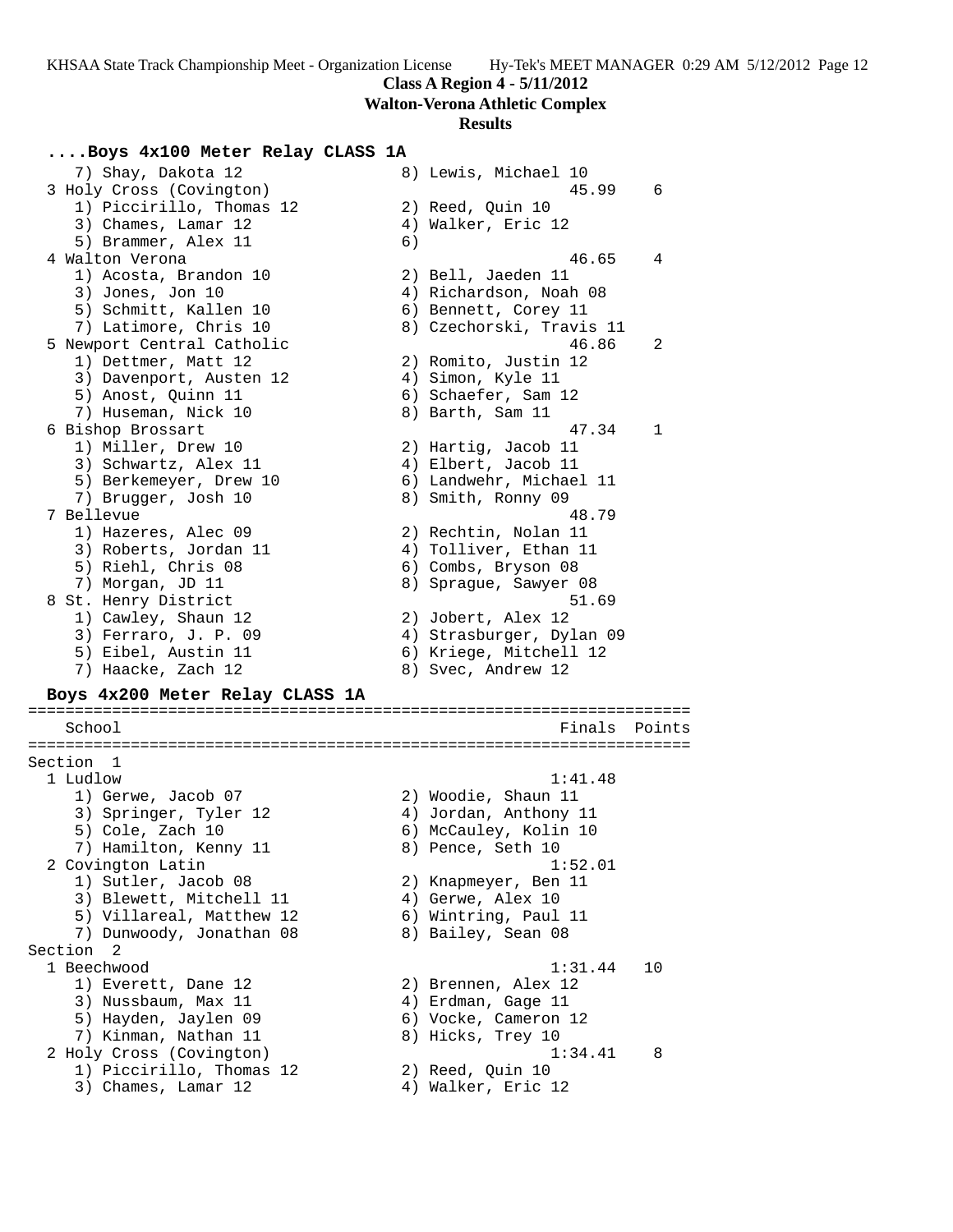**Class A Region 4 - 5/11/2012**

**Walton-Verona Athletic Complex**

**Results**

### ....Boys 4x100 Meter Relay CLASS 1A

```
    7) Shay, Dakota 12                8) Lewis, Michael 10
  3 Holy Cross (Covington)                          45.99    6
    1) Piccirillo, Thomas 12          2) Reed, Quin 10
    3) Chames, Lamar 12               4) Walker, Eric 12
    5) Brammer, Alex 11               6)
  4 Walton Verona                                   46.65    4
    1) Acosta, Brandon 10             2) Bell, Jaeden 11
    3) Jones, Jon 10                  4) Richardson, Noah 08
    5) Schmitt, Kallen 10             6) Bennett, Corey 11
    7) Latimore, Chris 10             8) Czechorski, Travis 11
  5 Newport Central Catholic                        46.86    2
    1) Dettmer, Matt 12               2) Romito, Justin 12
    3) Davenport, Austen 12           4) Simon, Kyle 11
    5) Anost, Quinn 11                6) Schaefer, Sam 12
    7) Huseman, Nick 10               8) Barth, Sam 11
  6 Bishop Brossart                                 47.34    1
    1) Miller, Drew 10                2) Hartig, Jacob 11
    3) Schwartz, Alex 11              4) Elbert, Jacob 11
    5) Berkemeyer, Drew 10            6) Landwehr, Michael 11
    7) Brugger, Josh 10               8) Smith, Ronny 09
  7 Bellevue                                        48.79
    1) Hazeres, Alec 09               2) Rechtin, Nolan 11
    3) Roberts, Jordan 11             4) Tolliver, Ethan 11
    5) Riehl, Chris 08                6) Combs, Bryson 08
    7) Morgan, JD 11                  8) Sprague, Sawyer 08
  8 St. Henry District                              51.69
    1) Cawley, Shaun 12               2) Jobert, Alex 12
    3) Ferraro, J. P. 09              4) Strasburger, Dylan 09
    5) Eibel, Austin 11               6) Kriege, Mitchell 12
    7) Haacke, Zach 12                8) Svec, Andrew 12
```

### Boys 4x200 Meter Relay CLASS 1A

```
=======================================================================
    School                                            Finals  Points
=======================================================================
Section  1
  1 Ludlow                                        1:41.48
    1) Gerwe, Jacob 07                2) Woodie, Shaun 11
    3) Springer, Tyler 12             4) Jordan, Anthony 11
    5) Cole, Zach 10                  6) McCauley, Kolin 10
    7) Hamilton, Kenny 11             8) Pence, Seth 10
  2 Covington Latin                               1:52.01
    1) Sutler, Jacob 08               2) Knapmeyer, Ben 11
    3) Blewett, Mitchell 11           4) Gerwe, Alex 10
    5) Villareal, Matthew 12          6) Wintring, Paul 11
    7) Dunwoody, Jonathan 08          8) Bailey, Sean 08
Section  2
  1 Beechwood                                     1:31.44   10
    1) Everett, Dane 12               2) Brennen, Alex 12
    3) Nussbaum, Max 11               4) Erdman, Gage 11
    5) Hayden, Jaylen 09              6) Vocke, Cameron 12
    7) Kinman, Nathan 11              8) Hicks, Trey 10
  2 Holy Cross (Covington)                        1:34.41    8
    1) Piccirillo, Thomas 12          2) Reed, Quin 10
    3) Chames, Lamar 12               4) Walker, Eric 12
```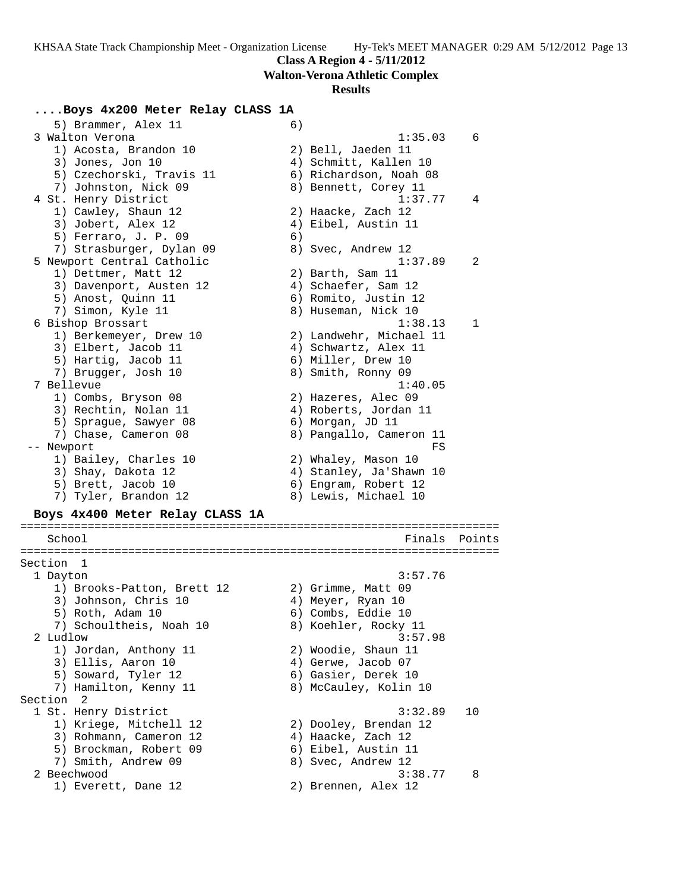**Class A Region 4 - 5/11/2012**
**Walton-Verona Athletic Complex**
**Results**

### ....Boys 4x200 Meter Relay CLASS 1A

```
    5) Brammer, Alex 11              6)
 3 Walton Verona                                  1:35.03    6
    1) Acosta, Brandon 10            2) Bell, Jaeden 11
    3) Jones, Jon 10                 4) Schmitt, Kallen 10
    5) Czechorski, Travis 11         6) Richardson, Noah 08
    7) Johnston, Nick 09             8) Bennett, Corey 11
 4 St. Henry District                             1:37.77    4
    1) Cawley, Shaun 12              2) Haacke, Zach 12
    3) Jobert, Alex 12               4) Eibel, Austin 11
    5) Ferraro, J. P. 09             6)
    7) Strasburger, Dylan 09         8) Svec, Andrew 12
 5 Newport Central Catholic                       1:37.89    2
    1) Dettmer, Matt 12              2) Barth, Sam 11
    3) Davenport, Austen 12          4) Schaefer, Sam 12
    5) Anost, Quinn 11               6) Romito, Justin 12
    7) Simon, Kyle 11                8) Huseman, Nick 10
 6 Bishop Brossart                                1:38.13    1
    1) Berkemeyer, Drew 10           2) Landwehr, Michael 11
    3) Elbert, Jacob 11              4) Schwartz, Alex 11
    5) Hartig, Jacob 11              6) Miller, Drew 10
    7) Brugger, Josh 10              8) Smith, Ronny 09
 7 Bellevue                                       1:40.05
    1) Combs, Bryson 08              2) Hazeres, Alec 09
    3) Rechtin, Nolan 11             4) Roberts, Jordan 11
    5) Sprague, Sawyer 08            6) Morgan, JD 11
    7) Chase, Cameron 08             8) Pangallo, Cameron 11
 -- Newport                                            FS
    1) Bailey, Charles 10            2) Whaley, Mason 10
    3) Shay, Dakota 12               4) Stanley, Ja'Shawn 10
    5) Brett, Jacob 10               6) Engram, Robert 12
    7) Tyler, Brandon 12             8) Lewis, Michael 10
```

### Boys 4x400 Meter Relay CLASS 1A

```
=======================================================================
   School                                            Finals  Points
=======================================================================
Section  1
 1 Dayton                                         3:57.76
    1) Brooks-Patton, Brett 12       2) Grimme, Matt 09
    3) Johnson, Chris 10             4) Meyer, Ryan 10
    5) Roth, Adam 10                 6) Combs, Eddie 10
    7) Schoultheis, Noah 10          8) Koehler, Rocky 11
 2 Ludlow                                         3:57.98
    1) Jordan, Anthony 11            2) Woodie, Shaun 11
    3) Ellis, Aaron 10               4) Gerwe, Jacob 07
    5) Soward, Tyler 12              6) Gasier, Derek 10
    7) Hamilton, Kenny 11            8) McCauley, Kolin 10
Section  2
 1 St. Henry District                             3:32.89   10
    1) Kriege, Mitchell 12           2) Dooley, Brendan 12
    3) Rohmann, Cameron 12           4) Haacke, Zach 12
    5) Brockman, Robert 09           6) Eibel, Austin 11
    7) Smith, Andrew 09              8) Svec, Andrew 12
 2 Beechwood                                      3:38.77    8
    1) Everett, Dane 12              2) Brennen, Alex 12
```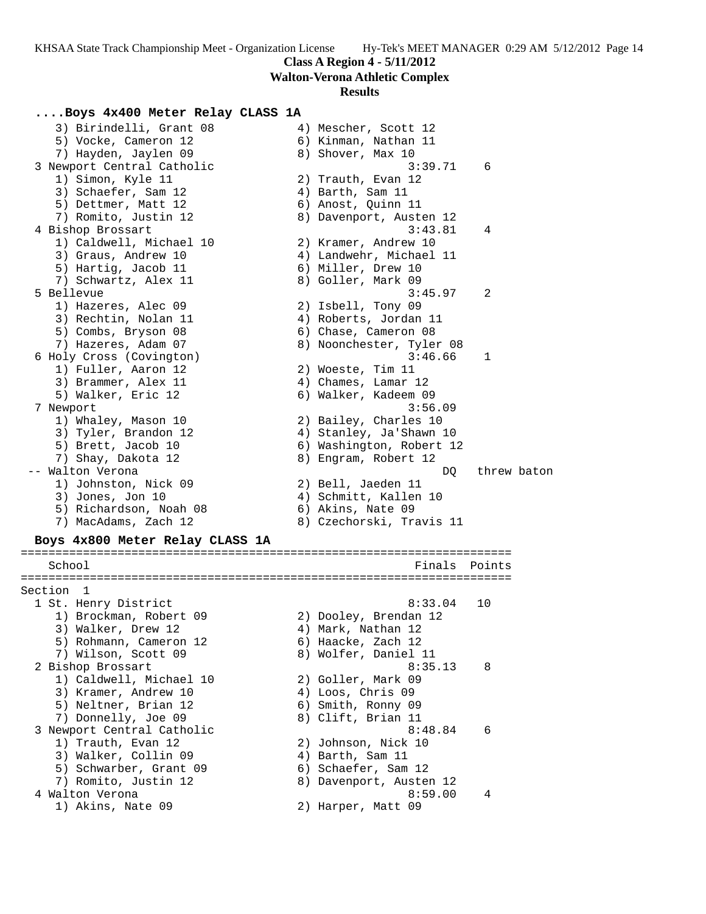**Class A Region 4 - 5/11/2012**

**Walton-Verona Athletic Complex**

**Results**

### ....Boys 4x400 Meter Relay CLASS 1A

```
    3) Birindelli, Grant 08           4) Mescher, Scott 12
    5) Vocke, Cameron 12              6) Kinman, Nathan 11
    7) Hayden, Jaylen 09              8) Shover, Max 10
  3 Newport Central Catholic                            3:39.71    6
    1) Simon, Kyle 11                 2) Trauth, Evan 12
    3) Schaefer, Sam 12               4) Barth, Sam 11
    5) Dettmer, Matt 12               6) Anost, Quinn 11
    7) Romito, Justin 12              8) Davenport, Austen 12
  4 Bishop Brossart                                     3:43.81    4
    1) Caldwell, Michael 10           2) Kramer, Andrew 10
    3) Graus, Andrew 10               4) Landwehr, Michael 11
    5) Hartig, Jacob 11               6) Miller, Drew 10
    7) Schwartz, Alex 11              8) Goller, Mark 09
  5 Bellevue                                            3:45.97    2
    1) Hazeres, Alec 09               2) Isbell, Tony 09
    3) Rechtin, Nolan 11              4) Roberts, Jordan 11
    5) Combs, Bryson 08               6) Chase, Cameron 08
    7) Hazeres, Adam 07               8) Noonchester, Tyler 08
  6 Holy Cross (Covington)                              3:46.66    1
    1) Fuller, Aaron 12               2) Woeste, Tim 11
    3) Brammer, Alex 11               4) Chames, Lamar 12
    5) Walker, Eric 12                6) Walker, Kadeem 09
  7 Newport                                             3:56.09
    1) Whaley, Mason 10               2) Bailey, Charles 10
    3) Tyler, Brandon 12              4) Stanley, Ja'Shawn 10
    5) Brett, Jacob 10                6) Washington, Robert 12
    7) Shay, Dakota 12                8) Engram, Robert 12
 -- Walton Verona                                            DQ   threw baton
    1) Johnston, Nick 09              2) Bell, Jaeden 11
    3) Jones, Jon 10                  4) Schmitt, Kallen 10
    5) Richardson, Noah 08            6) Akins, Nate 09
    7) MacAdams, Zach 12              8) Czechorski, Travis 11
```

### Boys 4x800 Meter Relay CLASS 1A

```
=======================================================================
    School                                               Finals  Points
=======================================================================
Section  1
  1 St. Henry District                                  8:33.04   10
    1) Brockman, Robert 09            2) Dooley, Brendan 12
    3) Walker, Drew 12                4) Mark, Nathan 12
    5) Rohmann, Cameron 12            6) Haacke, Zach 12
    7) Wilson, Scott 09               8) Wolfer, Daniel 11
  2 Bishop Brossart                                     8:35.13    8
    1) Caldwell, Michael 10           2) Goller, Mark 09
    3) Kramer, Andrew 10              4) Loos, Chris 09
    5) Neltner, Brian 12              6) Smith, Ronny 09
    7) Donnelly, Joe 09               8) Clift, Brian 11
  3 Newport Central Catholic                            8:48.84    6
    1) Trauth, Evan 12                2) Johnson, Nick 10
    3) Walker, Collin 09              4) Barth, Sam 11
    5) Schwarber, Grant 09            6) Schaefer, Sam 12
    7) Romito, Justin 12              8) Davenport, Austen 12
  4 Walton Verona                                       8:59.00    4
    1) Akins, Nate 09                 2) Harper, Matt 09
```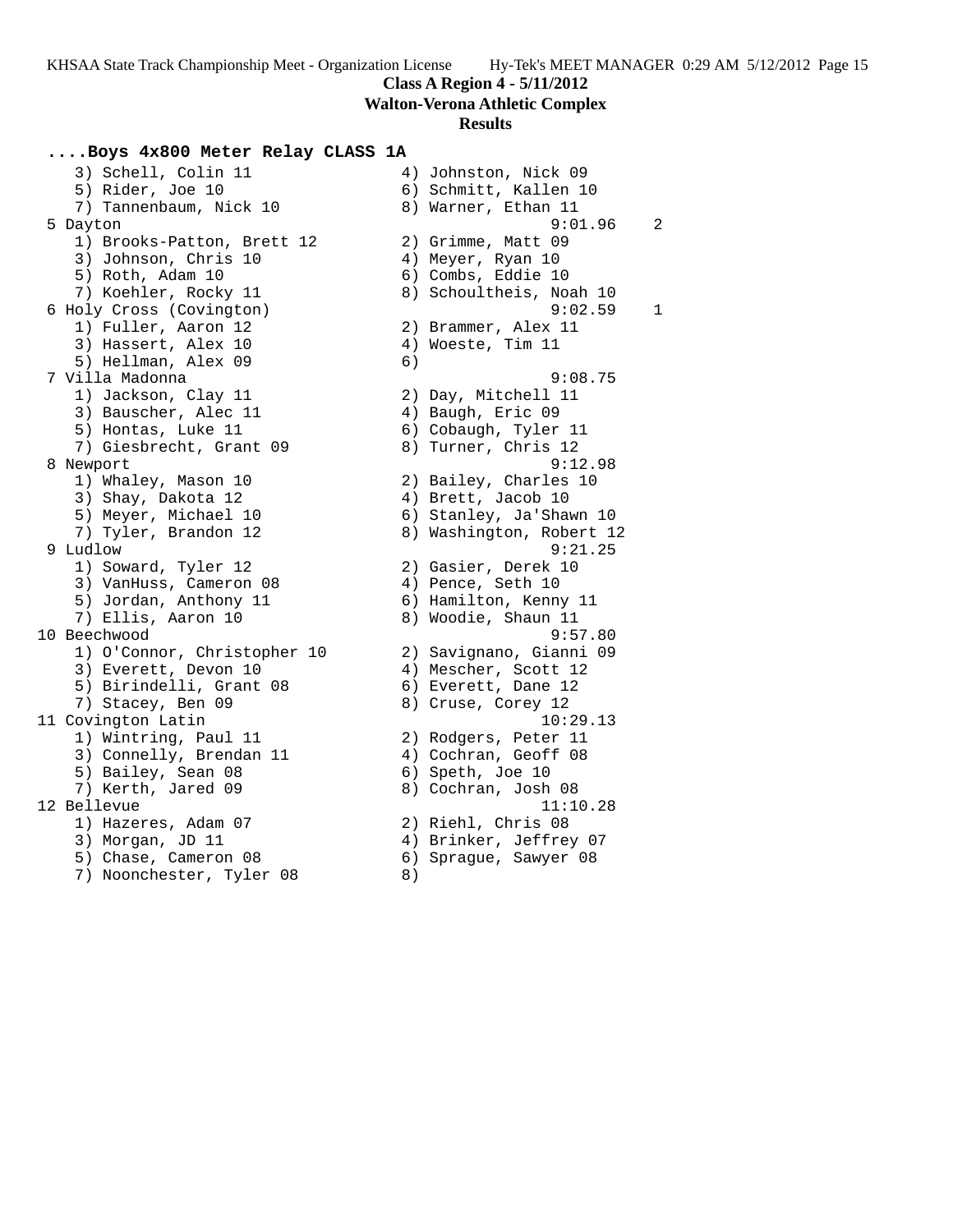**Class A Region 4 - 5/11/2012**

**Walton-Verona Athletic Complex**

**Results**

**....Boys 4x800 Meter Relay CLASS 1A**

```
   3) Schell, Colin 11              4) Johnston, Nick 09
   5) Rider, Joe 10                 6) Schmitt, Kallen 10
   7) Tannenbaum, Nick 10           8) Warner, Ethan 11
 5 Dayton                                    9:01.96    2
   1) Brooks-Patton, Brett 12       2) Grimme, Matt 09
   3) Johnson, Chris 10             4) Meyer, Ryan 10
   5) Roth, Adam 10                 6) Combs, Eddie 10
   7) Koehler, Rocky 11             8) Schoultheis, Noah 10
 6 Holy Cross (Covington)                    9:02.59    1
   1) Fuller, Aaron 12              2) Brammer, Alex 11
   3) Hassert, Alex 10              4) Woeste, Tim 11
   5) Hellman, Alex 09              6)
 7 Villa Madonna                             9:08.75
   1) Jackson, Clay 11              2) Day, Mitchell 11
   3) Bauscher, Alec 11             4) Baugh, Eric 09
   5) Hontas, Luke 11               6) Cobaugh, Tyler 11
   7) Giesbrecht, Grant 09          8) Turner, Chris 12
 8 Newport                                   9:12.98
   1) Whaley, Mason 10              2) Bailey, Charles 10
   3) Shay, Dakota 12               4) Brett, Jacob 10
   5) Meyer, Michael 10             6) Stanley, Ja'Shawn 10
   7) Tyler, Brandon 12             8) Washington, Robert 12
 9 Ludlow                                    9:21.25
   1) Soward, Tyler 12              2) Gasier, Derek 10
   3) VanHuss, Cameron 08           4) Pence, Seth 10
   5) Jordan, Anthony 11            6) Hamilton, Kenny 11
   7) Ellis, Aaron 10               8) Woodie, Shaun 11
10 Beechwood                                 9:57.80
   1) O'Connor, Christopher 10      2) Savignano, Gianni 09
   3) Everett, Devon 10             4) Mescher, Scott 12
   5) Birindelli, Grant 08          6) Everett, Dane 12
   7) Stacey, Ben 09                8) Cruse, Corey 12
11 Covington Latin                          10:29.13
   1) Wintring, Paul 11             2) Rodgers, Peter 11
   3) Connelly, Brendan 11          4) Cochran, Geoff 08
   5) Bailey, Sean 08               6) Speth, Joe 10
   7) Kerth, Jared 09               8) Cochran, Josh 08
12 Bellevue                                 11:10.28
   1) Hazeres, Adam 07              2) Riehl, Chris 08
   3) Morgan, JD 11                 4) Brinker, Jeffrey 07
   5) Chase, Cameron 08             6) Sprague, Sawyer 08
   7) Noonchester, Tyler 08         8)
```